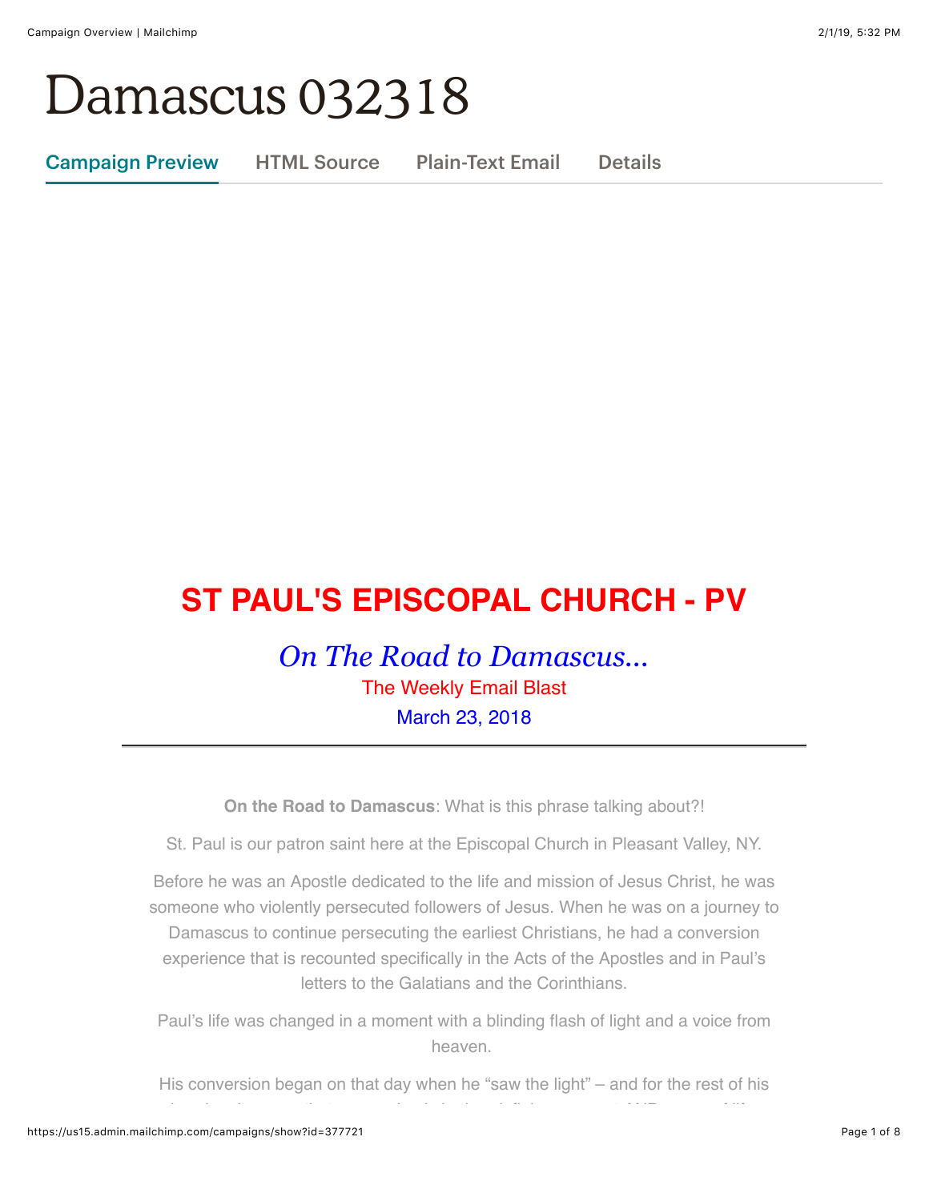# Damascus 032318

Campaign Preview HTML Source Plain-Text Email Details

## ST PAUL'S EPISCOPAL CHURCH - PV

*On The Road to Damascus...*

The Weekly Email Blast

March 23, 2018

---

**On the Road to Damascus**: What is this phrase talking about?!

St. Paul is our patron saint here at the Episcopal Church in Pleasant Valley, NY.

Before he was an Apostle dedicated to the life and mission of Jesus Christ, he was someone who violently persecuted followers of Jesus. When he was on a journey to Damascus to continue persecuting the earliest Christians, he had a conversion experience that is recounted specifically in the Acts of the Apostles and in Paul's letters to the Galatians and the Corinthians.

Paul's life was changed in a moment with a blinding flash of light and a voice from heaven.

His conversion began on that day when he "saw the light" – and for the rest of his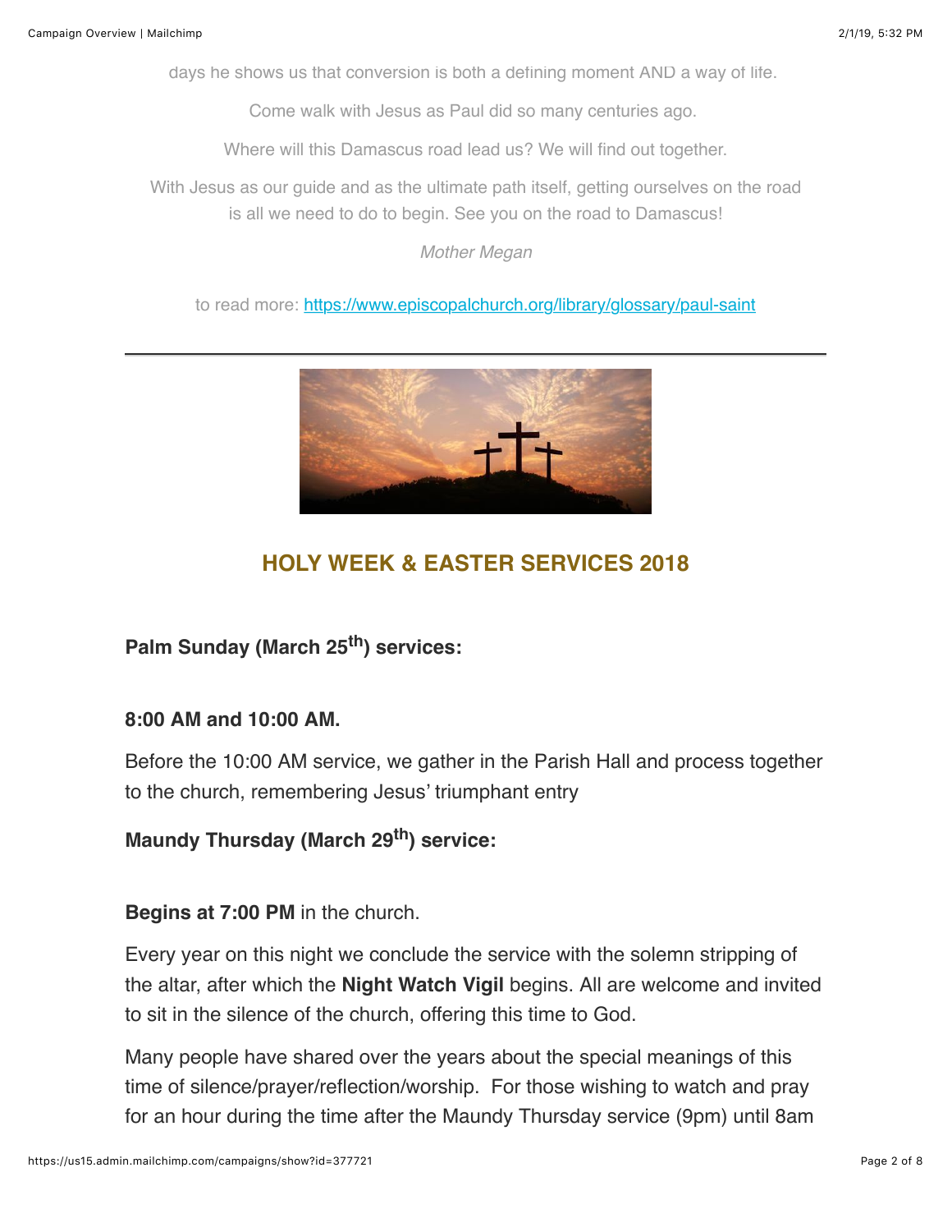days he shows us that conversion is both a defining moment AND a way of life.

Come walk with Jesus as Paul did so many centuries ago.

Where will this Damascus road lead us? We will find out together.

With Jesus as our guide and as the ultimate path itself, getting ourselves on the road is all we need to do to begin. See you on the road to Damascus!

*Mother Megan*

to read more: https://www.episcopalchurch.org/library/glossary/paul-saint

---

## HOLY WEEK & EASTER SERVICES 2018

**Palm Sunday (March 25th) services:**

**8:00 AM and 10:00 AM.**

Before the 10:00 AM service, we gather in the Parish Hall and process together to the church, remembering Jesus' triumphant entry

**Maundy Thursday (March 29th) service:**

**Begins at 7:00 PM** in the church.

Every year on this night we conclude the service with the solemn stripping of the altar, after which the **Night Watch Vigil** begins. All are welcome and invited to sit in the silence of the church, offering this time to God.

Many people have shared over the years about the special meanings of this time of silence/prayer/reflection/worship. For those wishing to watch and pray for an hour during the time after the Maundy Thursday service (9pm) until 8am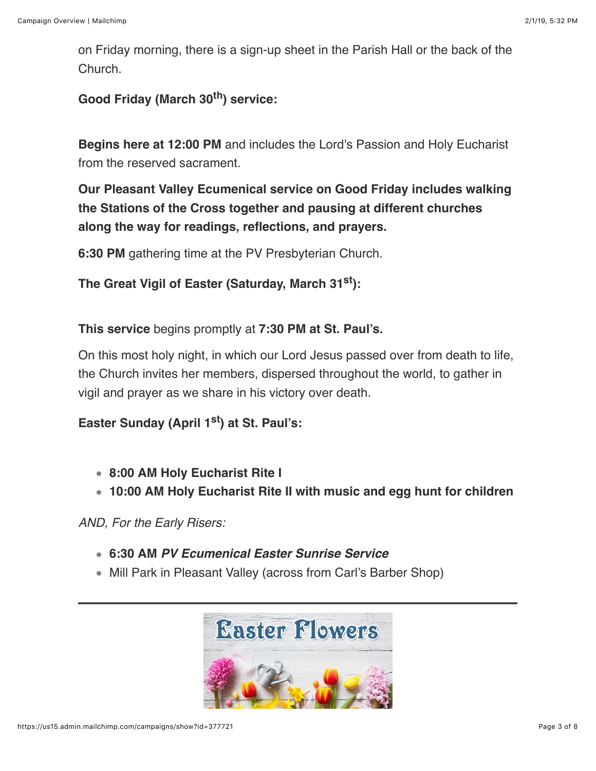on Friday morning, there is a sign-up sheet in the Parish Hall or the back of the Church.

**Good Friday (March 30th) service:**

**Begins here at 12:00 PM** and includes the Lord's Passion and Holy Eucharist from the reserved sacrament.

**Our Pleasant Valley Ecumenical service on Good Friday includes walking the Stations of the Cross together and pausing at different churches along the way for readings, reflections, and prayers.**

**6:30 PM** gathering time at the PV Presbyterian Church.

**The Great Vigil of Easter (Saturday, March 31st):**

**This service** begins promptly at **7:30 PM at St. Paul's.**

On this most holy night, in which our Lord Jesus passed over from death to life, the Church invites her members, dispersed throughout the world, to gather in vigil and prayer as we share in his victory over death.

**Easter Sunday (April 1st) at St. Paul's:**

- **8:00 AM Holy Eucharist Rite I**
- **10:00 AM Holy Eucharist Rite II with music and egg hunt for children**

*AND, For the Early Risers:*

- **6:30 AM *PV Ecumenical Easter Sunrise Service***
- Mill Park in Pleasant Valley (across from Carl's Barber Shop)

---

Easter Flowers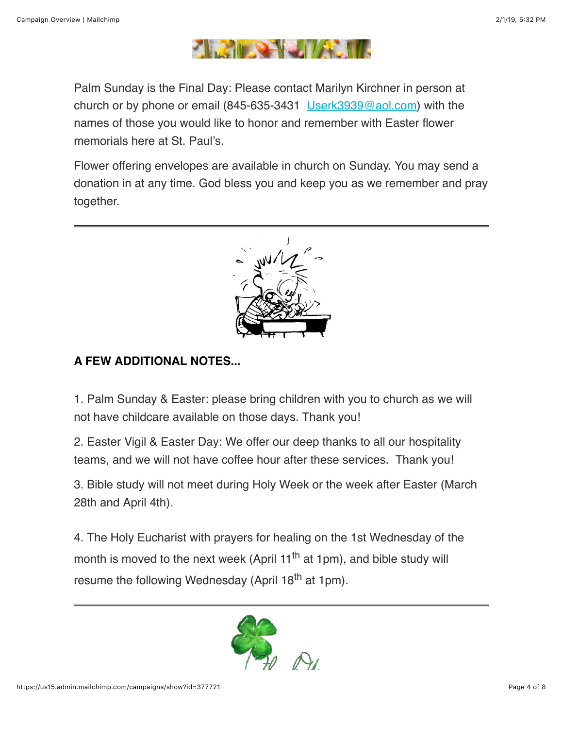Palm Sunday is the Final Day: Please contact Marilyn Kirchner in person at church or by phone or email (845-635-3431 Userk3939@aol.com) with the names of those you would like to honor and remember with Easter flower memorials here at St. Paul's.

Flower offering envelopes are available in church on Sunday. You may send a donation in at any time. God bless you and keep you as we remember and pray together.

---

**A FEW ADDITIONAL NOTES...**

1. Palm Sunday & Easter: please bring children with you to church as we will not have childcare available on those days. Thank you!

2. Easter Vigil & Easter Day: We offer our deep thanks to all our hospitality teams, and we will not have coffee hour after these services. Thank you!

3. Bible study will not meet during Holy Week or the week after Easter (March 28th and April 4th).

4. The Holy Eucharist with prayers for healing on the 1st Wednesday of the month is moved to the next week (April 11th at 1pm), and bible study will resume the following Wednesday (April 18th at 1pm).

---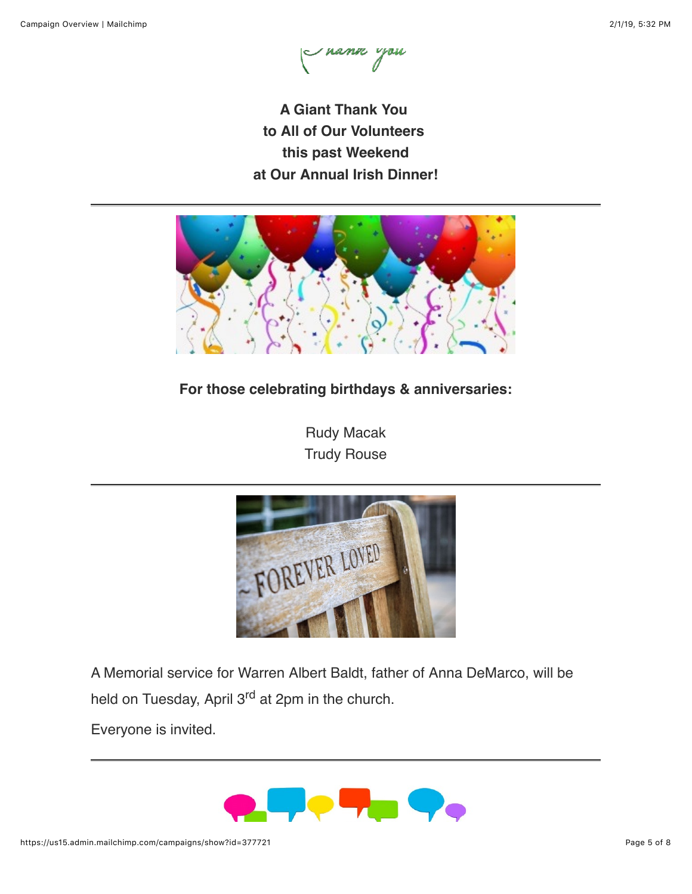**A Giant Thank You
to All of Our Volunteers
this past Weekend
at Our Annual Irish Dinner!**

---

**For those celebrating birthdays & anniversaries:**

Rudy Macak
Trudy Rouse

---

A Memorial service for Warren Albert Baldt, father of Anna DeMarco, will be held on Tuesday, April 3rd at 2pm in the church.

Everyone is invited.

---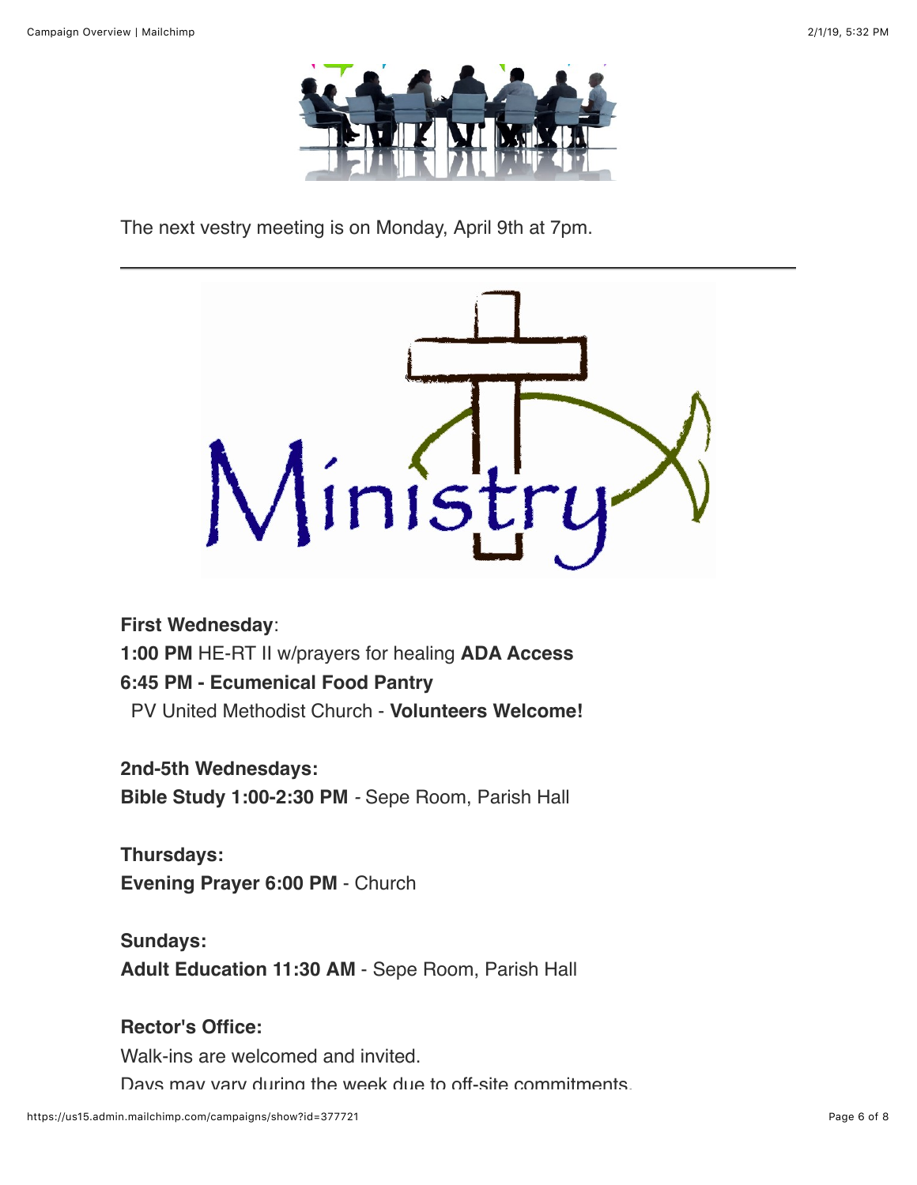The next vestry meeting is on Monday, April 9th at 7pm.

---

**First Wednesday**:
**1:00 PM** HE-RT II w/prayers for healing **ADA Access**
**6:45 PM - Ecumenical Food Pantry**
PV United Methodist Church - **Volunteers Welcome!**

**2nd-5th Wednesdays:**
**Bible Study 1:00-2:30 PM** - Sepe Room, Parish Hall

**Thursdays:**
**Evening Prayer 6:00 PM** - Church

**Sundays:**
**Adult Education 11:30 AM** - Sepe Room, Parish Hall

**Rector's Office:**
Walk-ins are welcomed and invited.
Days may vary during the week due to off-site commitments.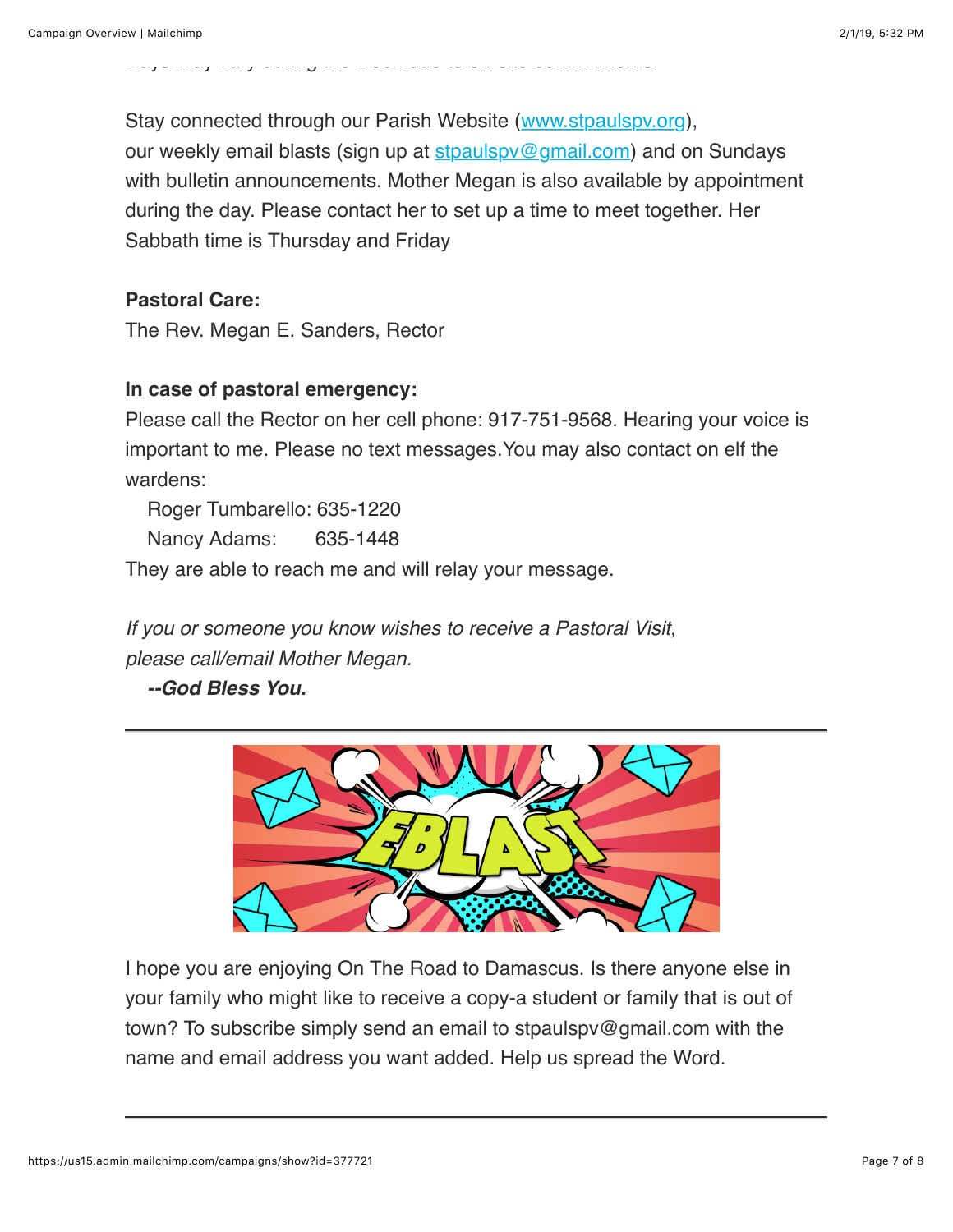Days may vary during the week due to off site commitments.

Stay connected through our Parish Website ([www.stpaulspv.org](www.stpaulspv.org)), our weekly email blasts (sign up at [stpaulspv@gmail.com](mailto:stpaulspv@gmail.com)) and on Sundays with bulletin announcements. Mother Megan is also available by appointment during the day. Please contact her to set up a time to meet together. Her Sabbath time is Thursday and Friday

**Pastoral Care:**

The Rev. Megan E. Sanders, Rector

**In case of pastoral emergency:**

Please call the Rector on her cell phone: 917-751-9568. Hearing your voice is important to me. Please no text messages.You may also contact on elf the wardens:

Roger Tumbarello: 635-1220

Nancy Adams: 635-1448

They are able to reach me and will relay your message.

*If you or someone you know wishes to receive a Pastoral Visit, please call/email Mother Megan.*

***--God Bless You.***

---

I hope you are enjoying On The Road to Damascus. Is there anyone else in your family who might like to receive a copy-a student or family that is out of town? To subscribe simply send an email to stpaulspv@gmail.com with the name and email address you want added. Help us spread the Word.

---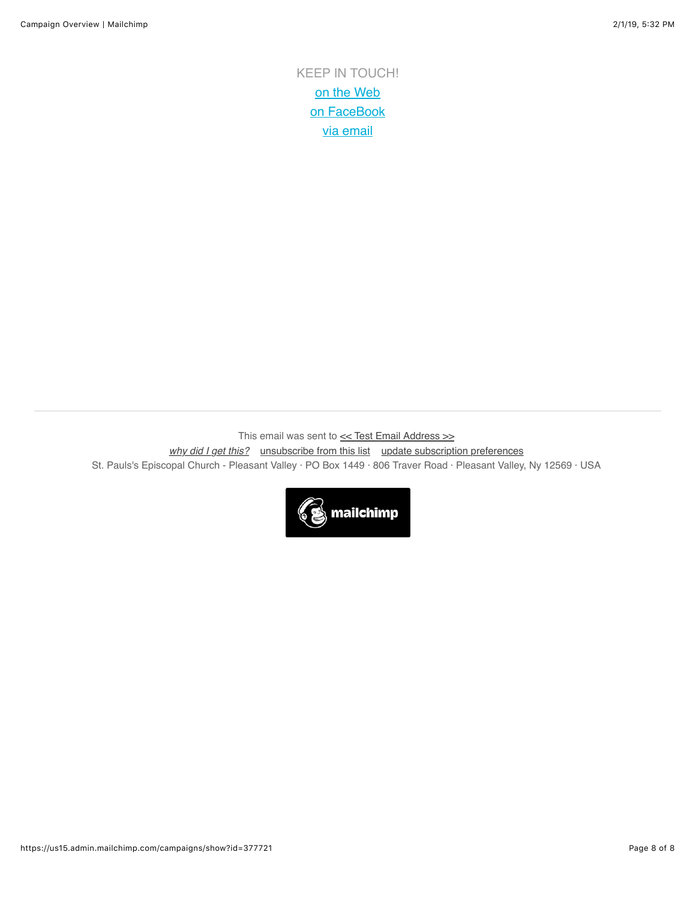KEEP IN TOUCH!

on the Web

on FaceBook

via email

---

This email was sent to << Test Email Address >>

*why did I get this?* unsubscribe from this list update subscription preferences

St. Pauls's Episcopal Church - Pleasant Valley · PO Box 1449 · 806 Traver Road · Pleasant Valley, Ny 12569 · USA

mailchimp